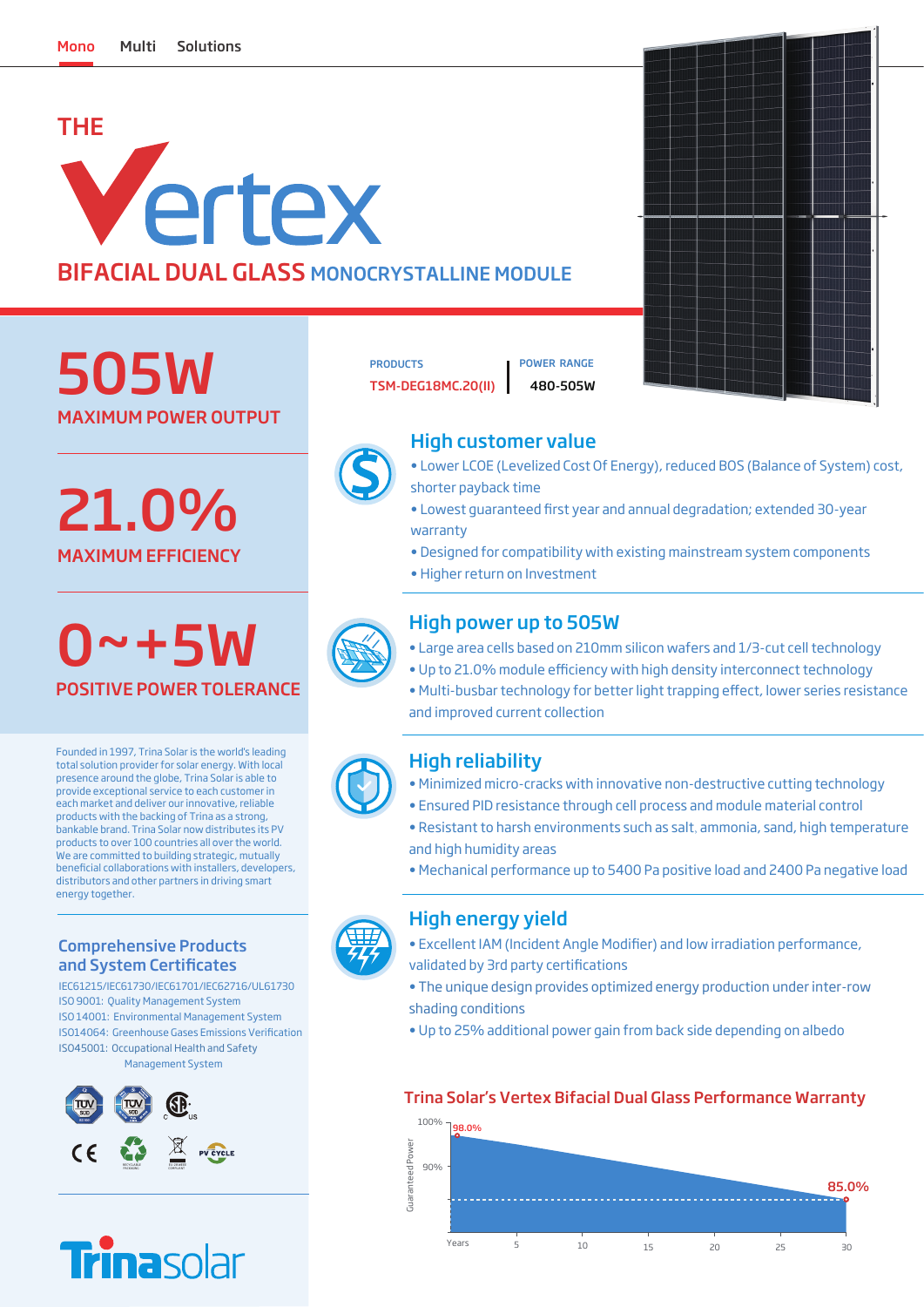Mono Multi Solutions

# THE Vertex

## BIFACIAL DUAL GLASS MONOCRYSTALLINE MODULE

**505W**
MAXIMUM POWER OUTPUT

**21.0%**
MAXIMUM EFFICIENCY

**0~+5W**
POSITIVE POWER TOLERANCE

| PRODUCTS | POWER RANGE |
|---|---|
| TSM-DEG18MC.20(II) | 480-505W |

Founded in 1997, Trina Solar is the world's leading total solution provider for solar energy. With local presence around the globe, Trina Solar is able to provide exceptional service to each customer in each market and deliver our innovative, reliable products with the backing of Trina as a strong, bankable brand. Trina Solar now distributes its PV products to over 100 countries all over the world. We are committed to building strategic, mutually beneficial collaborations with installers, developers, distributors and other partners in driving smart energy together.

### Comprehensive Products and System Certificates

IEC61215/IEC61730/IEC61701/IEC62716/UL61730
ISO 9001: Quality Management System
ISO 14001: Environmental Management System
ISO14064: Greenhouse Gases Emissions Verification
ISO45001: Occupational Health and Safety Management System

### High customer value

- Lower LCOE (Levelized Cost Of Energy), reduced BOS (Balance of System) cost, shorter payback time
- Lowest guaranteed first year and annual degradation; extended 30-year warranty
- Designed for compatibility with existing mainstream system components
- Higher return on Investment

### High power up to 505W

- Large area cells based on 210mm silicon wafers and 1/3-cut cell technology
- Up to 21.0% module efficiency with high density interconnect technology
- Multi-busbar technology for better light trapping effect, lower series resistance and improved current collection

### High reliability

- Minimized micro-cracks with innovative non-destructive cutting technology
- Ensured PID resistance through cell process and module material control
- Resistant to harsh environments such as salt, ammonia, sand, high temperature and high humidity areas
- Mechanical performance up to 5400 Pa positive load and 2400 Pa negative load

### High energy yield

- Excellent IAM (Incident Angle Modifier) and low irradiation performance, validated by 3rd party certifications
- The unique design provides optimized energy production under inter-row shading conditions
- Up to 25% additional power gain from back side depending on albedo

### Trina Solar's Vertex Bifacial Dual Glass Performance Warranty

Guaranteed Power: 100%, 90%; 98.0% (start) to 85.0% (year 30)
Years: 5, 10, 15, 20, 25, 30

Trinasolar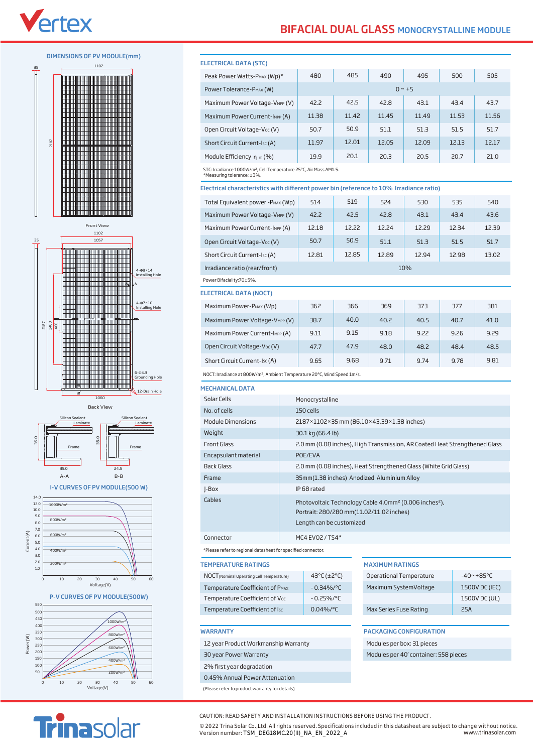# Vertex

## BIFACIAL DUAL GLASS MONOCRYSTALLINE MODULE

### DIMENSIONS OF PV MODULE(mm)

35
1102
2187
Front View

1102
1057
35
4-Φ9×14 Installing Hole
A A
4-Φ7×10 Installing Hole
2187
1400
400
6-Φ4.3 Grounding Hole
12-Drain Hole
1060
Back View

Silicon Sealant
Laminate
Frame
35.0
35.0
A-A

Silicon Sealant
Laminate
Frame
35.0
24.5
B-B

### I-V CURVES OF PV MODULE(500 W)

Current(A)
14.0
12.0
10.0
9.0
8.0
7.0
6.0
5.0
4.0
3.0
2.0
1.0
1000W/m²
800W/m²
600W/m²
400W/m²
200W/m²
0 10 20 30 40 50 60
Voltage(V)

### P-V CURVES OF PV MODULE(500W)

Power(W)
550
500
450
400
350
300
250
200
150
100
50
1000W/m²
800W/m²
600W/m²
400W/m²
200W/m²
0 10 20 30 40 50 60
Voltage(V)

### ELECTRICAL DATA (STC)

| Peak Power Watts-$P_{MAX}$ (Wp)* | 480 | 485 | 490 | 495 | 500 | 505 |
|---|---|---|---|---|---|---|
| Power Tolerance-$P_{MAX}$ (W) | 0 ~ +5 | | | | | |
| Maximum Power Voltage-$V_{MPP}$ (V) | 42.2 | 42.5 | 42.8 | 43.1 | 43.4 | 43.7 |
| Maximum Power Current-$I_{MPP}$ (A) | 11.38 | 11.42 | 11.45 | 11.49 | 11.53 | 11.56 |
| Open Circuit Voltage-$V_{OC}$ (V) | 50.7 | 50.9 | 51.1 | 51.3 | 51.5 | 51.7 |
| Short Circuit Current-$I_{SC}$ (A) | 11.97 | 12.01 | 12.05 | 12.09 | 12.13 | 12.17 |
| Module Efficiency $\eta_m$ (%) | 19.9 | 20.1 | 20.3 | 20.5 | 20.7 | 21.0 |

STC: Irradiance 1000W/m², Cell Temperature 25°C, Air Mass AM1.5.
*Measuring tolerance: ±3%.

### Electrical characteristics with different power bin (reference to 10% Irradiance ratio)

| Total Equivalent power -$P_{MAX}$ (Wp) | 514 | 519 | 524 | 530 | 535 | 540 |
|---|---|---|---|---|---|---|
| Maximum Power Voltage-$V_{MPP}$ (V) | 42.2 | 42.5 | 42.8 | 43.1 | 43.4 | 43.6 |
| Maximum Power Current-$I_{MPP}$ (A) | 12.18 | 12.22 | 12.24 | 12.29 | 12.34 | 12.39 |
| Open Circuit Voltage-$V_{OC}$ (V) | 50.7 | 50.9 | 51.1 | 51.3 | 51.5 | 51.7 |
| Short Circuit Current-$I_{SC}$ (A) | 12.81 | 12.85 | 12.89 | 12.94 | 12.98 | 13.02 |
| Irradiance ratio (rear/front) | 10% | | | | | |

Power Bifaciality:70±5%.

### ELECTRICAL DATA (NOCT)

| Maximum Power-$P_{MAX}$ (Wp) | 362 | 366 | 369 | 373 | 377 | 381 |
|---|---|---|---|---|---|---|
| Maximum Power Voltage-$V_{MPP}$ (V) | 38.7 | 40.0 | 40.2 | 40.5 | 40.7 | 41.0 |
| Maximum Power Current-$I_{MPP}$ (A) | 9.11 | 9.15 | 9.18 | 9.22 | 9.26 | 9.29 |
| Open Circuit Voltage-$V_{OC}$ (V) | 47.7 | 47.9 | 48.0 | 48.2 | 48.4 | 48.5 |
| Short Circuit Current-$I_{SC}$ (A) | 9.65 | 9.68 | 9.71 | 9.74 | 9.78 | 9.81 |

NOCT: Irradiance at 800W/m², Ambient Temperature 20°C, Wind Speed 1m/s.

### MECHANICAL DATA

| | |
|---|---|
| Solar Cells | Monocrystalline |
| No. of cells | 150 cells |
| Module Dimensions | 2187×1102×35 mm (86.10×43.39×1.38 inches) |
| Weight | 30.1 kg (66.4 lb) |
| Front Glass | 2.0 mm (0.08 inches), High Transmission, AR Coated Heat Strengthened Glass |
| Encapsulant material | POE/EVA |
| Back Glass | 2.0 mm (0.08 inches), Heat Strengthened Glass (White Grid Glass) |
| Frame | 35mm(1.38 inches) Anodized Aluminium Alloy |
| J-Box | IP 68 rated |
| Cables | Photovoltaic Technology Cable 4.0mm² (0.006 inches²), Portrait: 280/280 mm(11.02/11.02 inches) Length can be customized |
| Connector | MC4 EVO2 / TS4* |

*Please refer to regional datasheet for specified connector.

### TEMPERATURE RATINGS

| | |
|---|---|
| NOCT(Nominal Operating Cell Temperature) | 43°C (±2°C) |
| Temperature Coefficient of $P_{MAX}$ | - 0.34%/°C |
| Temperature Coefficient of $V_{OC}$ | - 0.25%/°C |
| Temperature Coefficient of $I_{SC}$ | 0.04%/°C |

### MAXIMUM RATINGS

| | |
|---|---|
| Operational Temperature | -40~+85°C |
| Maximum SystemVoltage | 1500V DC (IEC) |
| | 1500V DC (UL) |
| Max Series Fuse Rating | 25A |

### WARRANTY

12 year Product Workmanship Warranty
30 year Power Warranty
2% first year degradation
0.45% Annual Power Attenuation
(Please refer to product warranty for details)

### PACKAGING CONFIGURATION

Modules per box: 31 pieces
Modules per 40' container: 558 pieces

Trinasolar

CAUTION: READ SAFETY AND INSTALLATION INSTRUCTIONS BEFORE USING THE PRODUCT.
© 2022 Trina Solar Co.,Ltd. All rights reserved. Specifications included in this datasheet are subject to change without notice.
Version number: TSM_DEG18MC.20(II)_NA_EN_2022_A
www.trinasolar.com